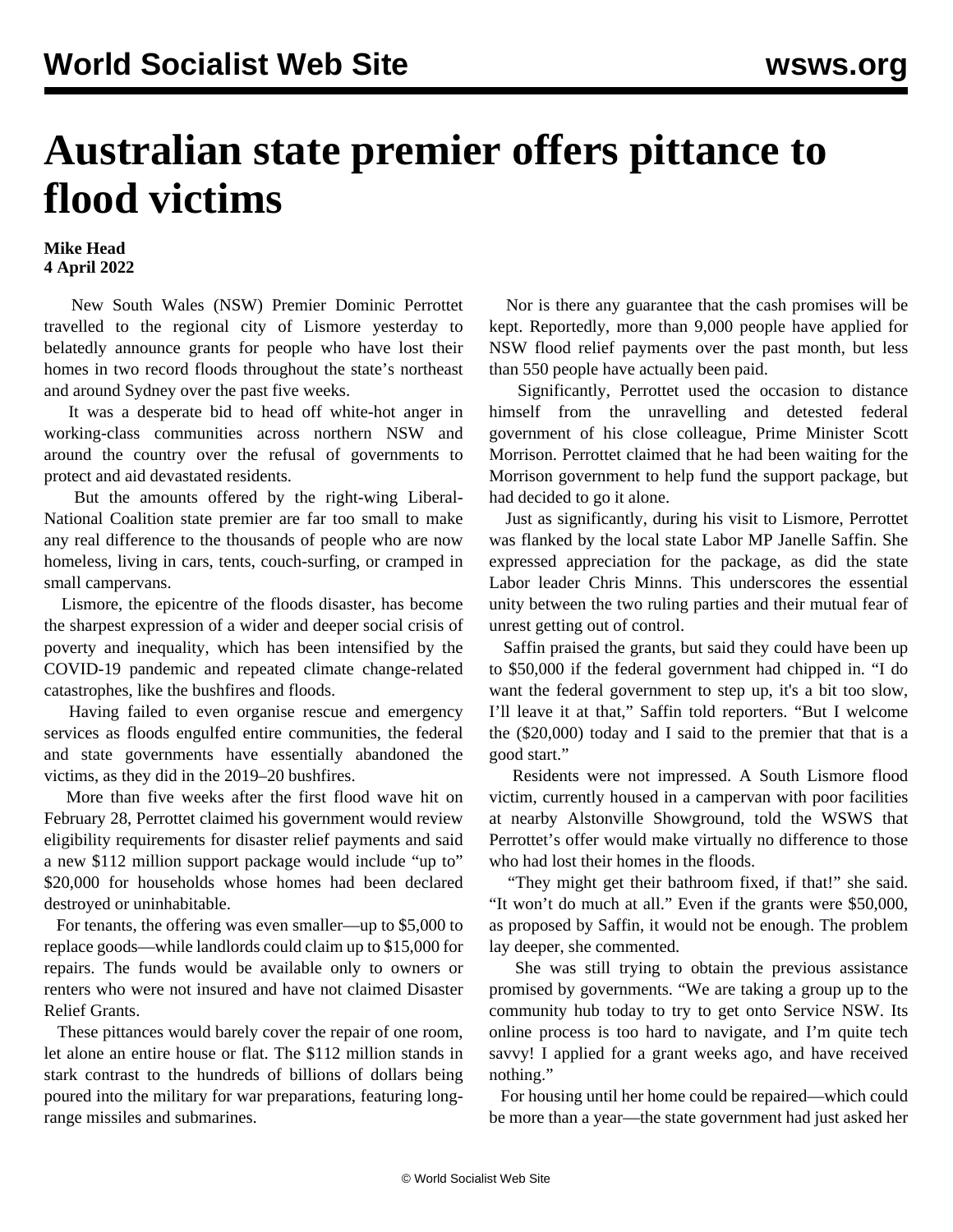# Australian state premier offers pittance to flood victims

**Mike Head**
**4 April 2022**

New South Wales (NSW) Premier Dominic Perrottet travelled to the regional city of Lismore yesterday to belatedly announce grants for people who have lost their homes in two record floods throughout the state's northeast and around Sydney over the past five weeks.

It was a desperate bid to head off white-hot anger in working-class communities across northern NSW and around the country over the refusal of governments to protect and aid devastated residents.

But the amounts offered by the right-wing Liberal-National Coalition state premier are far too small to make any real difference to the thousands of people who are now homeless, living in cars, tents, couch-surfing, or cramped in small campervans.

Lismore, the epicentre of the floods disaster, has become the sharpest expression of a wider and deeper social crisis of poverty and inequality, which has been intensified by the COVID-19 pandemic and repeated climate change-related catastrophes, like the bushfires and floods.

Having failed to even organise rescue and emergency services as floods engulfed entire communities, the federal and state governments have essentially abandoned the victims, as they did in the 2019–20 bushfires.

More than five weeks after the first flood wave hit on February 28, Perrottet claimed his government would review eligibility requirements for disaster relief payments and said a new $112 million support package would include "up to" $20,000 for households whose homes had been declared destroyed or uninhabitable.

For tenants, the offering was even smaller—up to $5,000 to replace goods—while landlords could claim up to $15,000 for repairs. The funds would be available only to owners or renters who were not insured and have not claimed Disaster Relief Grants.

These pittances would barely cover the repair of one room, let alone an entire house or flat. The $112 million stands in stark contrast to the hundreds of billions of dollars being poured into the military for war preparations, featuring long-range missiles and submarines.

Nor is there any guarantee that the cash promises will be kept. Reportedly, more than 9,000 people have applied for NSW flood relief payments over the past month, but less than 550 people have actually been paid.

Significantly, Perrottet used the occasion to distance himself from the unravelling and detested federal government of his close colleague, Prime Minister Scott Morrison. Perrottet claimed that he had been waiting for the Morrison government to help fund the support package, but had decided to go it alone.

Just as significantly, during his visit to Lismore, Perrottet was flanked by the local state Labor MP Janelle Saffin. She expressed appreciation for the package, as did the state Labor leader Chris Minns. This underscores the essential unity between the two ruling parties and their mutual fear of unrest getting out of control.

Saffin praised the grants, but said they could have been up to $50,000 if the federal government had chipped in. "I do want the federal government to step up, it's a bit too slow, I'll leave it at that," Saffin told reporters. "But I welcome the ($20,000) today and I said to the premier that that is a good start."

Residents were not impressed. A South Lismore flood victim, currently housed in a campervan with poor facilities at nearby Alstonville Showground, told the WSWS that Perrottet's offer would make virtually no difference to those who had lost their homes in the floods.

"They might get their bathroom fixed, if that!" she said. "It won't do much at all." Even if the grants were $50,000, as proposed by Saffin, it would not be enough. The problem lay deeper, she commented.

She was still trying to obtain the previous assistance promised by governments. "We are taking a group up to the community hub today to try to get onto Service NSW. Its online process is too hard to navigate, and I'm quite tech savvy! I applied for a grant weeks ago, and have received nothing."

For housing until her home could be repaired—which could be more than a year—the state government had just asked her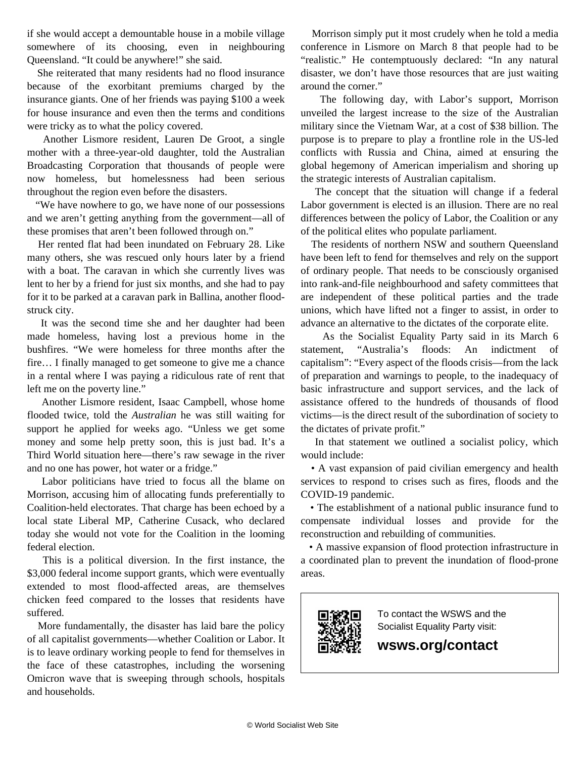if she would accept a demountable house in a mobile village somewhere of its choosing, even in neighbouring Queensland. "It could be anywhere!" she said.

She reiterated that many residents had no flood insurance because of the exorbitant premiums charged by the insurance giants. One of her friends was paying $100 a week for house insurance and even then the terms and conditions were tricky as to what the policy covered.

Another Lismore resident, Lauren De Groot, a single mother with a three-year-old daughter, told the Australian Broadcasting Corporation that thousands of people were now homeless, but homelessness had been serious throughout the region even before the disasters.

"We have nowhere to go, we have none of our possessions and we aren't getting anything from the government—all of these promises that aren't been followed through on."

Her rented flat had been inundated on February 28. Like many others, she was rescued only hours later by a friend with a boat. The caravan in which she currently lives was lent to her by a friend for just six months, and she had to pay for it to be parked at a caravan park in Ballina, another flood-struck city.

It was the second time she and her daughter had been made homeless, having lost a previous home in the bushfires. "We were homeless for three months after the fire… I finally managed to get someone to give me a chance in a rental where I was paying a ridiculous rate of rent that left me on the poverty line."

Another Lismore resident, Isaac Campbell, whose home flooded twice, told the *Australian* he was still waiting for support he applied for weeks ago. "Unless we get some money and some help pretty soon, this is just bad. It's a Third World situation here—there's raw sewage in the river and no one has power, hot water or a fridge."

Labor politicians have tried to focus all the blame on Morrison, accusing him of allocating funds preferentially to Coalition-held electorates. That charge has been echoed by a local state Liberal MP, Catherine Cusack, who declared today she would not vote for the Coalition in the looming federal election.

This is a political diversion. In the first instance, the $3,000 federal income support grants, which were eventually extended to most flood-affected areas, are themselves chicken feed compared to the losses that residents have suffered.

More fundamentally, the disaster has laid bare the policy of all capitalist governments—whether Coalition or Labor. It is to leave ordinary working people to fend for themselves in the face of these catastrophes, including the worsening Omicron wave that is sweeping through schools, hospitals and households.

Morrison simply put it most crudely when he told a media conference in Lismore on March 8 that people had to be "realistic." He contemptuously declared: "In any natural disaster, we don't have those resources that are just waiting around the corner."

The following day, with Labor's support, Morrison unveiled the largest increase to the size of the Australian military since the Vietnam War, at a cost of $38 billion. The purpose is to prepare to play a frontline role in the US-led conflicts with Russia and China, aimed at ensuring the global hegemony of American imperialism and shoring up the strategic interests of Australian capitalism.

The concept that the situation will change if a federal Labor government is elected is an illusion. There are no real differences between the policy of Labor, the Coalition or any of the political elites who populate parliament.

The residents of northern NSW and southern Queensland have been left to fend for themselves and rely on the support of ordinary people. That needs to be consciously organised into rank-and-file neighbourhood and safety committees that are independent of these political parties and the trade unions, which have lifted not a finger to assist, in order to advance an alternative to the dictates of the corporate elite.

As the Socialist Equality Party said in its March 6 statement, "Australia's floods: An indictment of capitalism": "Every aspect of the floods crisis—from the lack of preparation and warnings to people, to the inadequacy of basic infrastructure and support services, and the lack of assistance offered to the hundreds of thousands of flood victims—is the direct result of the subordination of society to the dictates of private profit."

In that statement we outlined a socialist policy, which would include:

- A vast expansion of paid civilian emergency and health services to respond to crises such as fires, floods and the COVID-19 pandemic.
- The establishment of a national public insurance fund to compensate individual losses and provide for the reconstruction and rebuilding of communities.
- A massive expansion of flood protection infrastructure in a coordinated plan to prevent the inundation of flood-prone areas.

To contact the WSWS and the Socialist Equality Party visit:

**wsws.org/contact**